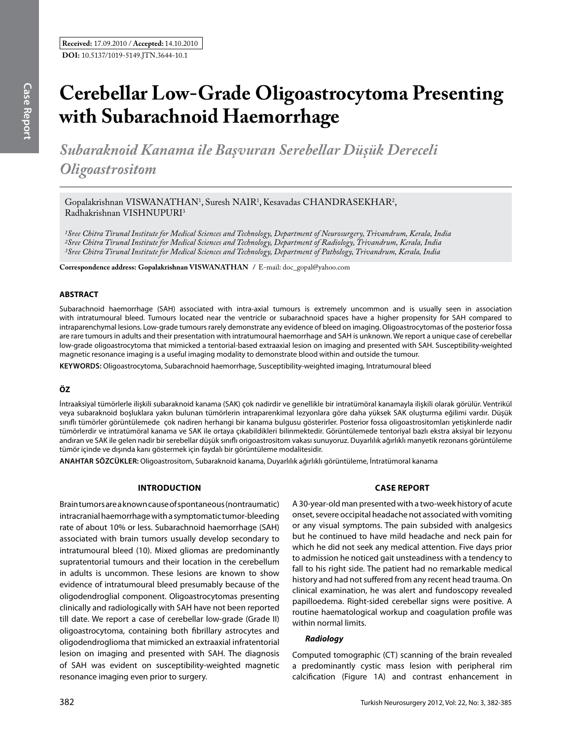**Received:** 17.09.2010 / **Accepted:** 14.10.2010

**DOI:** 10.5137/1019-5149.JTN.3644-10.1

# Cerebellar Low-Grade Oligoastrocytoma Presenting with Subarachnoid Haemorrhage

## *Subaraknoid Kanama ile Başvuran Serebellar Düşük Dereceli Oligoastrositom*

Gopalakrishnan VISWANATHAN[1], Suresh NAIR[1], Kesavadas CHANDRASEKHAR[2], Radhakrishnan VISHNUPURI[3]

*[1]Sree Chitra Tirunal Institute for Medical Sciences and Technology, Department of Neurosurgery, Trivandrum, Kerala, India*
*[2]Sree Chitra Tirunal Institute for Medical Sciences and Technology, Department of Radiology, Trivandrum, Kerala, India*
*[3]Sree Chitra Tirunal Institute for Medical Sciences and Technology, Department of Pathology, Trivandrum, Kerala, India*

**Correspondence address: Gopalakrishnan VISWANATHAN** / E-mail: doc_gopal@yahoo.com

### ABSTRACT

Subarachnoid haemorrhage (SAH) associated with intra-axial tumours is extremely uncommon and is usually seen in association with intratumoural bleed. Tumours located near the ventricle or subarachnoid spaces have a higher propensity for SAH compared to intraparenchymal lesions. Low-grade tumours rarely demonstrate any evidence of bleed on imaging. Oligoastrocytomas of the posterior fossa are rare tumours in adults and their presentation with intratumoural haemorrhage and SAH is unknown. We report a unique case of cerebellar low-grade oligoastrocytoma that mimicked a tentorial-based extraaxial lesion on imaging and presented with SAH. Susceptibility-weighted magnetic resonance imaging is a useful imaging modality to demonstrate blood within and outside the tumour.

**KEYWORDS:** Oligoastrocytoma, Subarachnoid haemorrhage, Susceptibility-weighted imaging, Intratumoural bleed

### ÖZ

İntraaksiyal tümörlerle ilişkili subaraknoid kanama (SAK) çok nadirdir ve genellikle bir intratümöral kanamayla ilişkili olarak görülür. Ventrikül veya subaraknoid boşluklara yakın bulunan tümörlerin intraparenkimal lezyonlara göre daha yüksek SAK oluşturma eğilimi vardır. Düşük sınıflı tümörler görüntülemede çok nadiren herhangi bir kanama bulgusu gösterirler. Posterior fossa oligoastrositomları yetişkinlerde nadir tümörlerdir ve intratümöral kanama ve SAK ile ortaya çıkabildikleri bilinmektedir. Görüntülemede tentoriyal bazlı ekstra aksiyal bir lezyonu andıran ve SAK ile gelen nadir bir serebellar düşük sınıflı origoastrositom vakası sunuyoruz. Duyarlılık ağırlıklı manyetik rezonans görüntüleme tümör içinde ve dışında kanı göstermek için faydalı bir görüntüleme modalitesidir.

**ANAHTAR SÖZCÜKLER:** Oligoastrositom, Subaraknoid kanama, Duyarlılık ağırlıklı görüntüleme, İntratümoral kanama

### INTRODUCTION

Brain tumors are a known cause of spontaneous (nontraumatic) intracranial haemorrhage with a symptomatic tumor-bleeding rate of about 10% or less. Subarachnoid haemorrhage (SAH) associated with brain tumors usually develop secondary to intratumoural bleed (10). Mixed gliomas are predominantly supratentorial tumours and their location in the cerebellum in adults is uncommon. These lesions are known to show evidence of intratumoural bleed presumably because of the oligodendroglial component. Oligoastrocytomas presenting clinically and radiologically with SAH have not been reported till date. We report a case of cerebellar low-grade (Grade II) oligoastrocytoma, containing both fibrillary astrocytes and oligodendroglioma that mimicked an extraaxial infratentorial lesion on imaging and presented with SAH. The diagnosis of SAH was evident on susceptibility-weighted magnetic resonance imaging even prior to surgery.

### CASE REPORT

A 30-year-old man presented with a two-week history of acute onset, severe occipital headache not associated with vomiting or any visual symptoms. The pain subsided with analgesics but he continued to have mild headache and neck pain for which he did not seek any medical attention. Five days prior to admission he noticed gait unsteadiness with a tendency to fall to his right side. The patient had no remarkable medical history and had not suffered from any recent head trauma. On clinical examination, he was alert and fundoscopy revealed papilloedema. Right-sided cerebellar signs were positive. A routine haematological workup and coagulation profile was within normal limits.

#### *Radiology*

Computed tomographic (CT) scanning of the brain revealed a predominantly cystic mass lesion with peripheral rim calcification (Figure 1A) and contrast enhancement in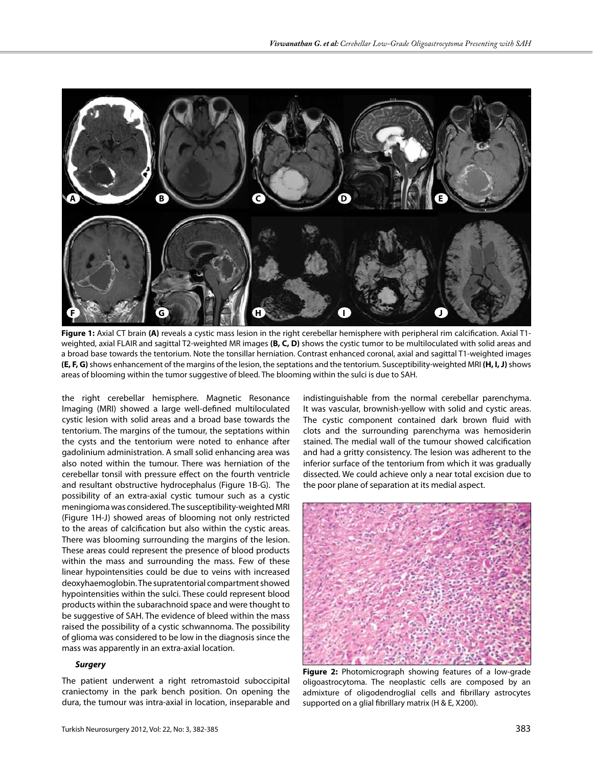**Figure 1:** Axial CT brain **(A)** reveals a cystic mass lesion in the right cerebellar hemisphere with peripheral rim calcification. Axial T1-weighted, axial FLAIR and sagittal T2-weighted MR images **(B, C, D)** shows the cystic tumor to be multiloculated with solid areas and a broad base towards the tentorium. Note the tonsillar herniation. Contrast enhanced coronal, axial and sagittal T1-weighted images **(E, F, G)** shows enhancement of the margins of the lesion, the septations and the tentorium. Susceptibility-weighted MRI **(H, I, J)** shows areas of blooming within the tumor suggestive of bleed. The blooming within the sulci is due to SAH.

the right cerebellar hemisphere. Magnetic Resonance Imaging (MRI) showed a large well-defined multiloculated cystic lesion with solid areas and a broad base towards the tentorium. The margins of the tumour, the septations within the cysts and the tentorium were noted to enhance after gadolinium administration. A small solid enhancing area was also noted within the tumour. There was herniation of the cerebellar tonsil with pressure effect on the fourth ventricle and resultant obstructive hydrocephalus (Figure 1B-G). The possibility of an extra-axial cystic tumour such as a cystic meningioma was considered. The susceptibility-weighted MRI (Figure 1H-J) showed areas of blooming not only restricted to the areas of calcification but also within the cystic areas. There was blooming surrounding the margins of the lesion. These areas could represent the presence of blood products within the mass and surrounding the mass. Few of these linear hypointensities could be due to veins with increased deoxyhaemoglobin. The supratentorial compartment showed hypointensities within the sulci. These could represent blood products within the subarachnoid space and were thought to be suggestive of SAH. The evidence of bleed within the mass raised the possibility of a cystic schwannoma. The possibility of glioma was considered to be low in the diagnosis since the mass was apparently in an extra-axial location.

***Surgery***

The patient underwent a right retromastoid suboccipital craniectomy in the park bench position. On opening the dura, the tumour was intra-axial in location, inseparable and indistinguishable from the normal cerebellar parenchyma. It was vascular, brownish-yellow with solid and cystic areas. The cystic component contained dark brown fluid with clots and the surrounding parenchyma was hemosiderin stained. The medial wall of the tumour showed calcification and had a gritty consistency. The lesion was adherent to the inferior surface of the tentorium from which it was gradually dissected. We could achieve only a near total excision due to the poor plane of separation at its medial aspect.

**Figure 2:** Photomicrograph showing features of a low-grade oligoastrocytoma. The neoplastic cells are composed by an admixture of oligodendroglial cells and fibrillary astrocytes supported on a glial fibrillary matrix (H & E, X200).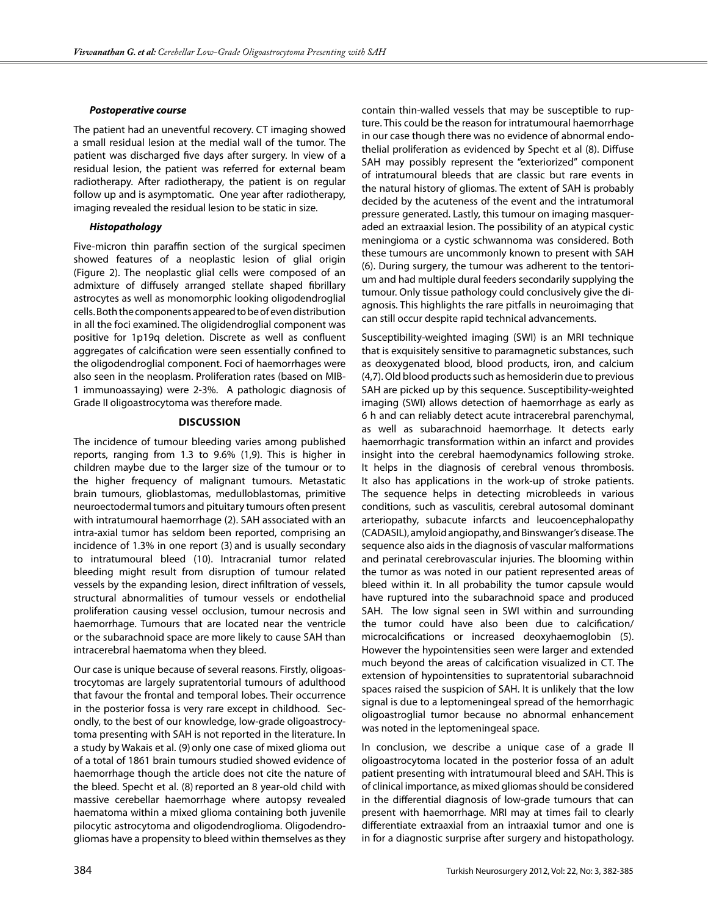***Postoperative course***

The patient had an uneventful recovery. CT imaging showed a small residual lesion at the medial wall of the tumor. The patient was discharged five days after surgery. In view of a residual lesion, the patient was referred for external beam radiotherapy. After radiotherapy, the patient is on regular follow up and is asymptomatic. One year after radiotherapy, imaging revealed the residual lesion to be static in size.

***Histopathology***

Five-micron thin paraffin section of the surgical specimen showed features of a neoplastic lesion of glial origin (Figure 2). The neoplastic glial cells were composed of an admixture of diffusely arranged stellate shaped fibrillary astrocytes as well as monomorphic looking oligodendroglial cells. Both the components appeared to be of even distribution in all the foci examined. The oligidendroglial component was positive for 1p19q deletion. Discrete as well as confluent aggregates of calcification were seen essentially confined to the oligodendroglial component. Foci of haemorrhages were also seen in the neoplasm. Proliferation rates (based on MIB-1 immunoassaying) were 2-3%. A pathologic diagnosis of Grade II oligoastrocytoma was therefore made.

## DISCUSSION

The incidence of tumour bleeding varies among published reports, ranging from 1.3 to 9.6% (1,9). This is higher in children maybe due to the larger size of the tumour or to the higher frequency of malignant tumours. Metastatic brain tumours, glioblastomas, medulloblastomas, primitive neuroectodermal tumors and pituitary tumours often present with intratumoural haemorrhage (2). SAH associated with an intra-axial tumor has seldom been reported, comprising an incidence of 1.3% in one report (3) and is usually secondary to intratumoural bleed (10). Intracranial tumor related bleeding might result from disruption of tumour related vessels by the expanding lesion, direct infiltration of vessels, structural abnormalities of tumour vessels or endothelial proliferation causing vessel occlusion, tumour necrosis and haemorrhage. Tumours that are located near the ventricle or the subarachnoid space are more likely to cause SAH than intracerebral haematoma when they bleed.

Our case is unique because of several reasons. Firstly, oligoastrocytomas are largely supratentorial tumours of adulthood that favour the frontal and temporal lobes. Their occurrence in the posterior fossa is very rare except in childhood. Secondly, to the best of our knowledge, low-grade oligoastrocytoma presenting with SAH is not reported in the literature. In a study by Wakais et al. (9) only one case of mixed glioma out of a total of 1861 brain tumours studied showed evidence of haemorrhage though the article does not cite the nature of the bleed. Specht et al. (8) reported an 8 year-old child with massive cerebellar haemorrhage where autopsy revealed haematoma within a mixed glioma containing both juvenile pilocytic astrocytoma and oligodendroglioma. Oligodendrogliomas have a propensity to bleed within themselves as they contain thin-walled vessels that may be susceptible to rupture. This could be the reason for intratumoural haemorrhage in our case though there was no evidence of abnormal endothelial proliferation as evidenced by Specht et al (8). Diffuse SAH may possibly represent the "exteriorized" component of intratumoural bleeds that are classic but rare events in the natural history of gliomas. The extent of SAH is probably decided by the acuteness of the event and the intratumoral pressure generated. Lastly, this tumour on imaging masqueraded an extraaxial lesion. The possibility of an atypical cystic meningioma or a cystic schwannoma was considered. Both these tumours are uncommonly known to present with SAH (6). During surgery, the tumour was adherent to the tentorium and had multiple dural feeders secondarily supplying the tumour. Only tissue pathology could conclusively give the diagnosis. This highlights the rare pitfalls in neuroimaging that can still occur despite rapid technical advancements.

Susceptibility-weighted imaging (SWI) is an MRI technique that is exquisitely sensitive to paramagnetic substances, such as deoxygenated blood, blood products, iron, and calcium (4,7). Old blood products such as hemosiderin due to previous SAH are picked up by this sequence. Susceptibility-weighted imaging (SWI) allows detection of haemorrhage as early as 6 h and can reliably detect acute intracerebral parenchymal, as well as subarachnoid haemorrhage. It detects early haemorrhagic transformation within an infarct and provides insight into the cerebral haemodynamics following stroke. It helps in the diagnosis of cerebral venous thrombosis. It also has applications in the work-up of stroke patients. The sequence helps in detecting microbleeds in various conditions, such as vasculitis, cerebral autosomal dominant arteriopathy, subacute infarcts and leucoencephalopathy (CADASIL), amyloid angiopathy, and Binswanger's disease. The sequence also aids in the diagnosis of vascular malformations and perinatal cerebrovascular injuries. The blooming within the tumor as was noted in our patient represented areas of bleed within it. In all probability the tumor capsule would have ruptured into the subarachnoid space and produced SAH. The low signal seen in SWI within and surrounding the tumor could have also been due to calcification/microcalcifications or increased deoxyhaemoglobin (5). However the hypointensities seen were larger and extended much beyond the areas of calcification visualized in CT. The extension of hypointensities to supratentorial subarachnoid spaces raised the suspicion of SAH. It is unlikely that the low signal is due to a leptomeningeal spread of the hemorrhagic oligoastroglial tumor because no abnormal enhancement was noted in the leptomeningeal space.

In conclusion, we describe a unique case of a grade II oligoastrocytoma located in the posterior fossa of an adult patient presenting with intratumoural bleed and SAH. This is of clinical importance, as mixed gliomas should be considered in the differential diagnosis of low-grade tumours that can present with haemorrhage. MRI may at times fail to clearly differentiate extraaxial from an intraaxial tumor and one is in for a diagnostic surprise after surgery and histopathology.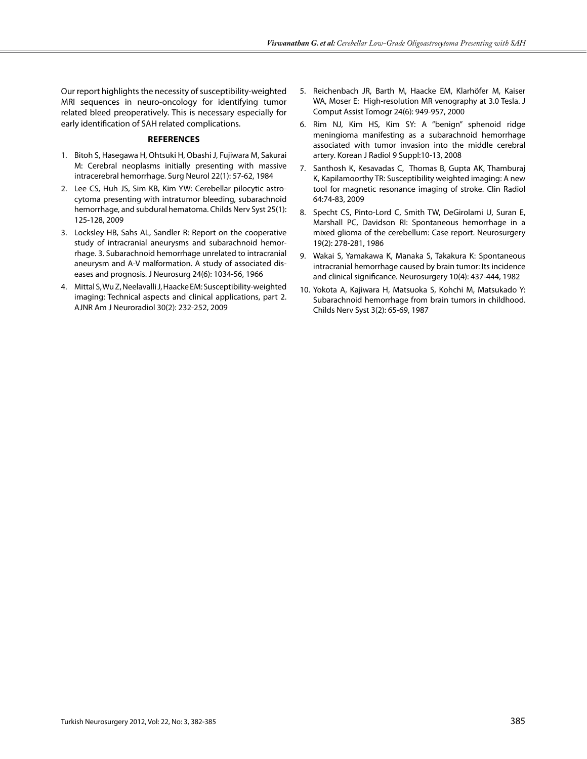Our report highlights the necessity of susceptibility-weighted MRI sequences in neuro-oncology for identifying tumor related bleed preoperatively. This is necessary especially for early identification of SAH related complications.

## REFERENCES

1. Bitoh S, Hasegawa H, Ohtsuki H, Obashi J, Fujiwara M, Sakurai M: Cerebral neoplasms initially presenting with massive intracerebral hemorrhage. Surg Neurol 22(1): 57-62, 1984
2. Lee CS, Huh JS, Sim KB, Kim YW: Cerebellar pilocytic astrocytoma presenting with intratumor bleeding, subarachnoid hemorrhage, and subdural hematoma. Childs Nerv Syst 25(1): 125-128, 2009
3. Locksley HB, Sahs AL, Sandler R: Report on the cooperative study of intracranial aneurysms and subarachnoid hemorrhage. 3. Subarachnoid hemorrhage unrelated to intracranial aneurysm and A-V malformation. A study of associated diseases and prognosis. J Neurosurg 24(6): 1034-56, 1966
4. Mittal S, Wu Z, Neelavalli J, Haacke EM: Susceptibility-weighted imaging: Technical aspects and clinical applications, part 2. AJNR Am J Neuroradiol 30(2): 232-252, 2009
5. Reichenbach JR, Barth M, Haacke EM, Klarhöfer M, Kaiser WA, Moser E: High-resolution MR venography at 3.0 Tesla. J Comput Assist Tomogr 24(6): 949-957, 2000
6. Rim NJ, Kim HS, Kim SY: A "benign" sphenoid ridge meningioma manifesting as a subarachnoid hemorrhage associated with tumor invasion into the middle cerebral artery. Korean J Radiol 9 Suppl:10-13, 2008
7. Santhosh K, Kesavadas C, Thomas B, Gupta AK, Thamburaj K, Kapilamoorthy TR: Susceptibility weighted imaging: A new tool for magnetic resonance imaging of stroke. Clin Radiol 64:74-83, 2009
8. Specht CS, Pinto-Lord C, Smith TW, DeGirolami U, Suran E, Marshall PC, Davidson RI: Spontaneous hemorrhage in a mixed glioma of the cerebellum: Case report. Neurosurgery 19(2): 278-281, 1986
9. Wakai S, Yamakawa K, Manaka S, Takakura K: Spontaneous intracranial hemorrhage caused by brain tumor: Its incidence and clinical significance. Neurosurgery 10(4): 437-444, 1982
10. Yokota A, Kajiwara H, Matsuoka S, Kohchi M, Matsukado Y: Subarachnoid hemorrhage from brain tumors in childhood. Childs Nerv Syst 3(2): 65-69, 1987